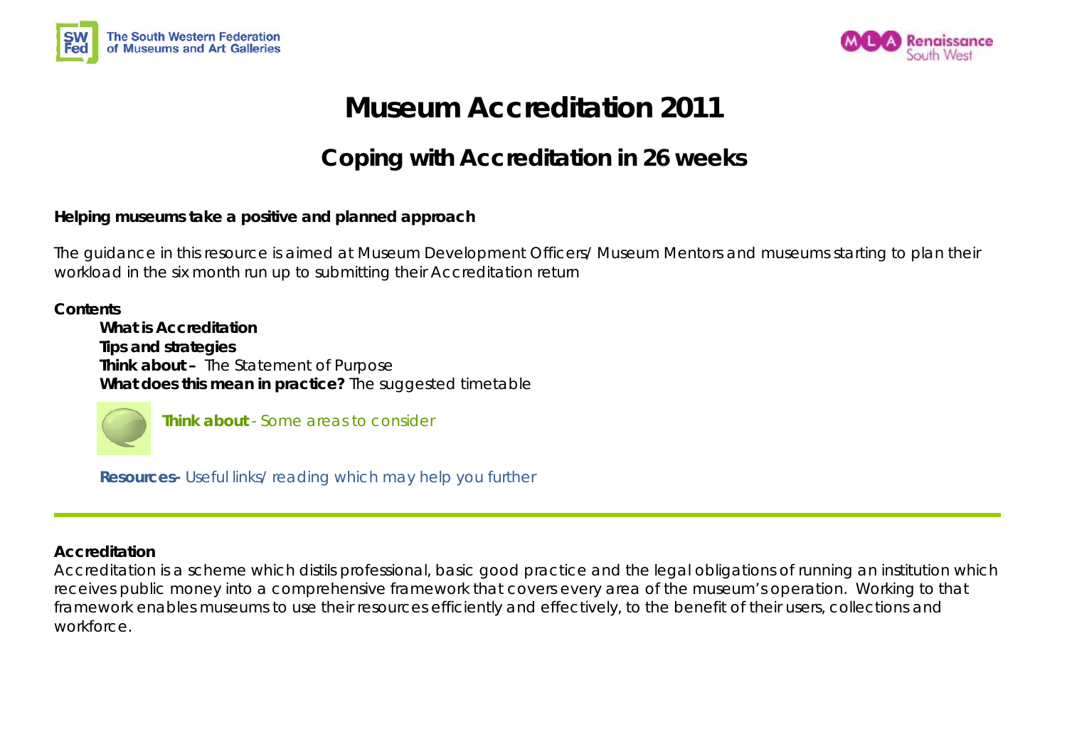The South Western Federation of Museums and Art Galleries

MLA Renaissance South West

# Museum Accreditation 2011

## Coping with Accreditation in 26 weeks

**Helping museums take a positive and planned approach**

The guidance in this resource is aimed at Museum Development Officers/ Museum Mentors and museums starting to plan their workload in the six month run up to submitting their Accreditation return

**Contents**

- **What is Accreditation**
- **Tips and strategies**
- **Think about –** The Statement of Purpose
- **What does this mean in practice?** The suggested timetable

**Think about** - Some areas to consider

**Resources-** Useful links/ reading which may help you further

---

**Accreditation**

Accreditation is a scheme which distils professional, basic good practice and the legal obligations of running an institution which receives public money into a comprehensive framework that covers every area of the museum's operation. Working to that framework enables museums to use their resources efficiently and effectively, to the benefit of their users, collections and workforce.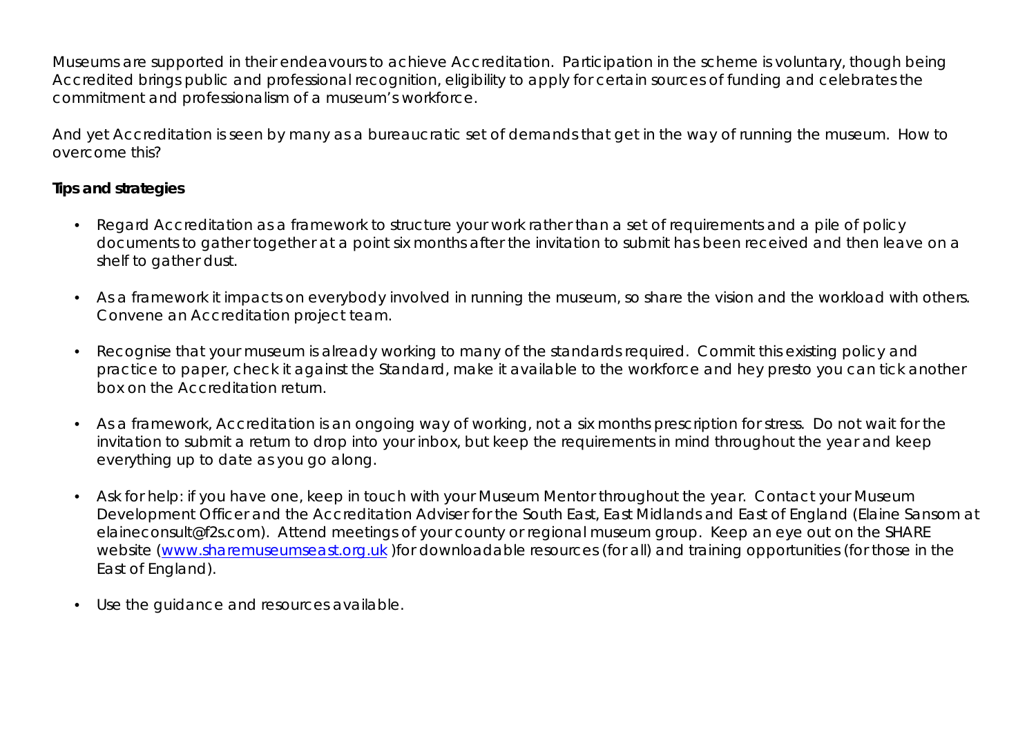Museums are supported in their endeavours to achieve Accreditation. Participation in the scheme is voluntary, though being Accredited brings public and professional recognition, eligibility to apply for certain sources of funding and celebrates the commitment and professionalism of a museum's workforce.

And yet Accreditation is seen by many as a bureaucratic set of demands that get in the way of running the museum. How to overcome this?

**Tips and strategies**

- Regard Accreditation as a framework to structure your work rather than a set of requirements and a pile of policy documents to gather together at a point six months after the invitation to submit has been received and then leave on a shelf to gather dust.

- As a framework it impacts on everybody involved in running the museum, so share the vision and the workload with others. Convene an Accreditation project team.

- Recognise that your museum is already working to many of the standards required. Commit this existing policy and practice to paper, check it against the Standard, make it available to the workforce and hey presto you can tick another box on the Accreditation return.

- As a framework, Accreditation is an ongoing way of working, not a six months prescription for stress. Do not wait for the invitation to submit a return to drop into your inbox, but keep the requirements in mind throughout the year and keep everything up to date as you go along.

- Ask for help: if you have one, keep in touch with your Museum Mentor throughout the year. Contact your Museum Development Officer and the Accreditation Adviser for the South East, East Midlands and East of England (Elaine Sansom at elaineconsult@f2s.com). Attend meetings of your county or regional museum group. Keep an eye out on the SHARE website ([www.sharemuseumseast.org.uk](http://www.sharemuseumseast.org.uk) )for downloadable resources (for all) and training opportunities (for those in the East of England).

- Use the guidance and resources available.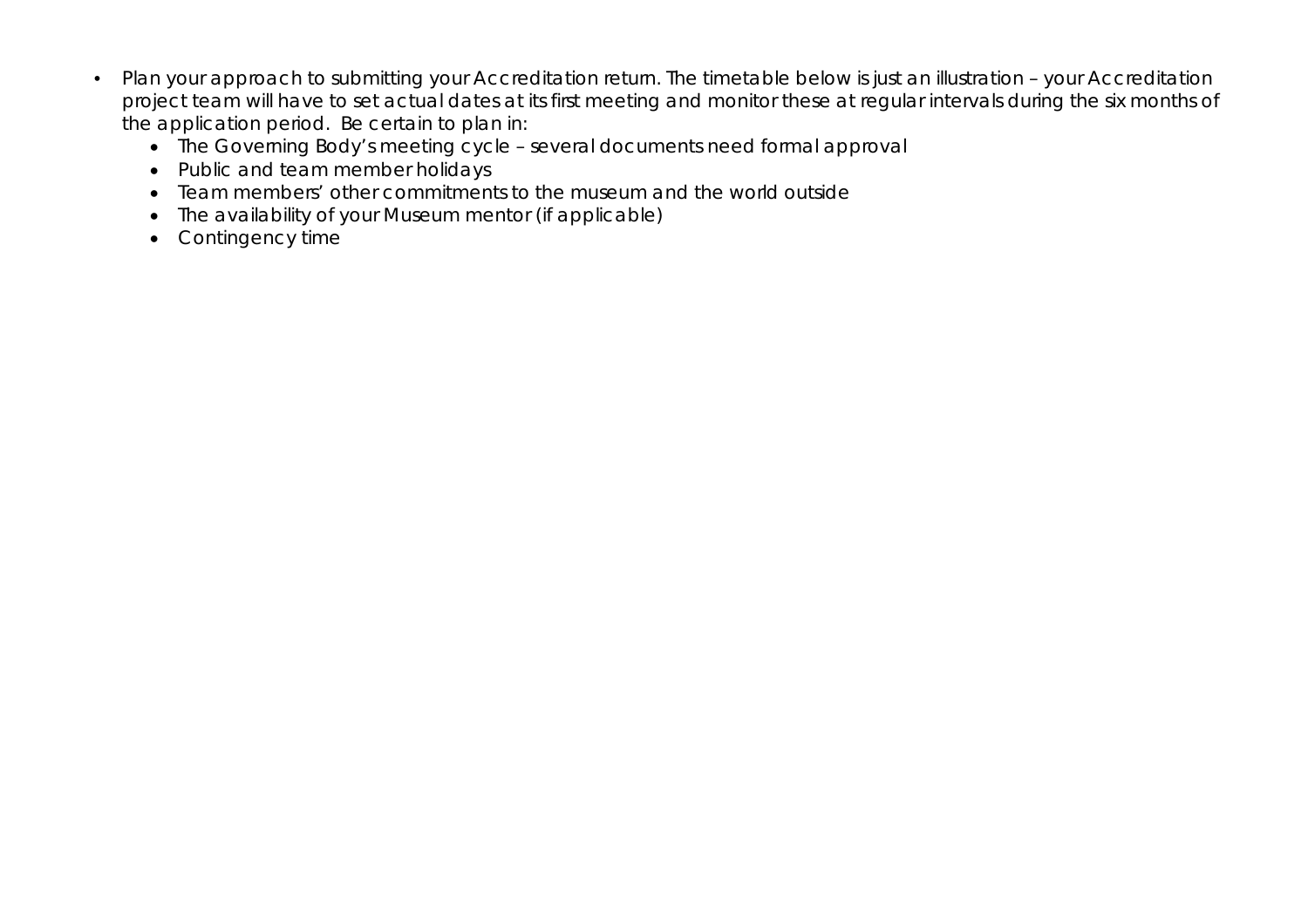- Plan your approach to submitting your Accreditation return. The timetable below is just an illustration – your Accreditation project team will have to set actual dates at its first meeting and monitor these at regular intervals during the six months of the application period. Be certain to plan in:
  - The Governing Body's meeting cycle – several documents need formal approval
  - Public and team member holidays
  - Team members' other commitments to the museum and the world outside
  - The availability of your Museum mentor (if applicable)
  - Contingency time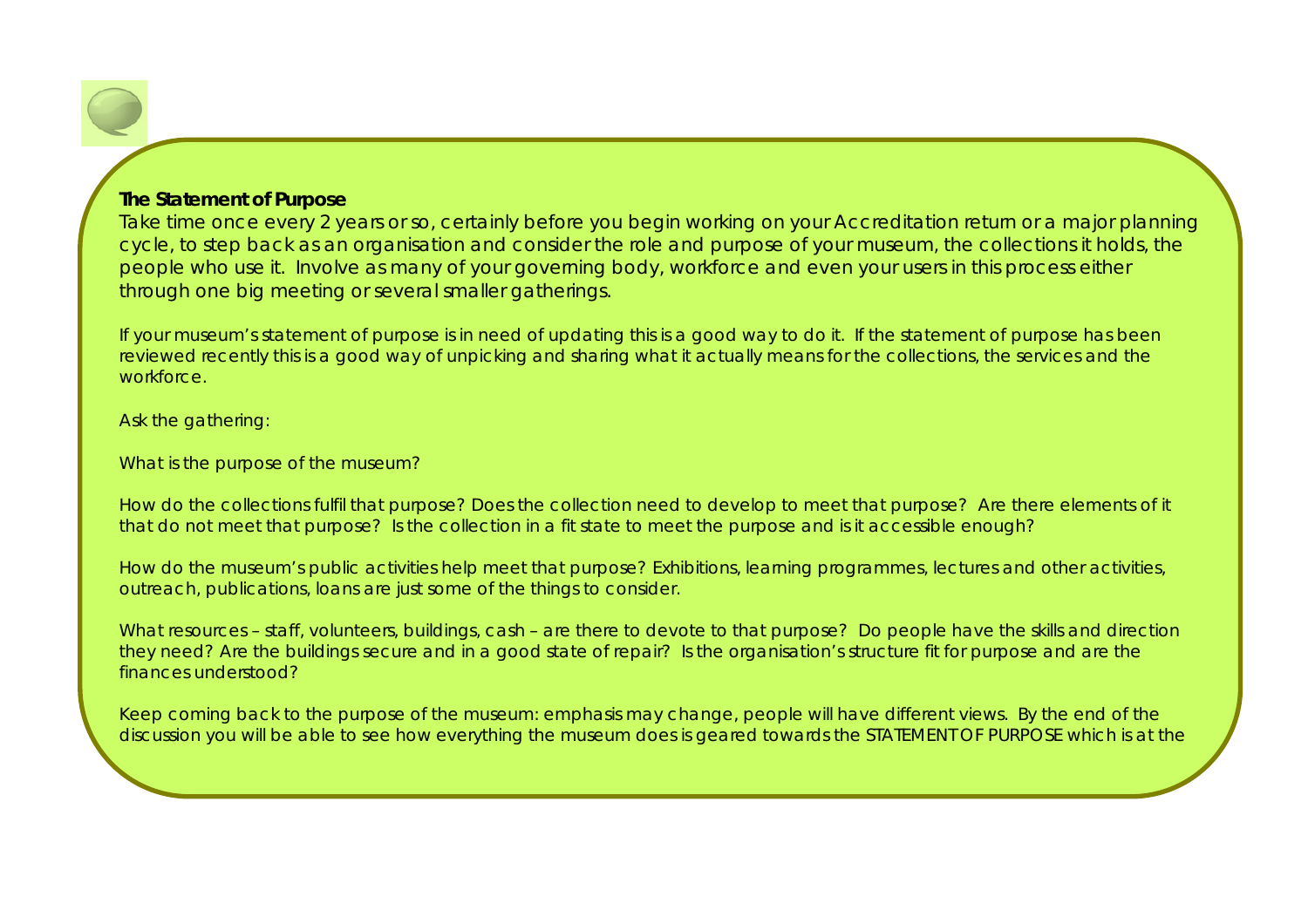**The Statement of Purpose**

Take time once every 2 years or so, certainly before you begin working on your Accreditation return or a major planning cycle, to step back as an organisation and consider the role and purpose of your museum, the collections it holds, the people who use it. Involve as many of your governing body, workforce and even your users in this process either through one big meeting or several smaller gatherings.

If your museum's statement of purpose is in need of updating this is a good way to do it. If the statement of purpose has been reviewed recently this is a good way of unpicking and sharing what it actually means for the collections, the services and the workforce.

Ask the gathering:

What is the purpose of the museum?

How do the collections fulfil that purpose? Does the collection need to develop to meet that purpose? Are there elements of it that do not meet that purpose? Is the collection in a fit state to meet the purpose and is it accessible enough?

How do the museum's public activities help meet that purpose? Exhibitions, learning programmes, lectures and other activities, outreach, publications, loans are just some of the things to consider.

What resources – staff, volunteers, buildings, cash – are there to devote to that purpose? Do people have the skills and direction they need? Are the buildings secure and in a good state of repair? Is the organisation's structure fit for purpose and are the finances understood?

Keep coming back to the purpose of the museum: emphasis may change, people will have different views. By the end of the discussion you will be able to see how everything the museum does is geared towards the STATEMENT OF PURPOSE which is at the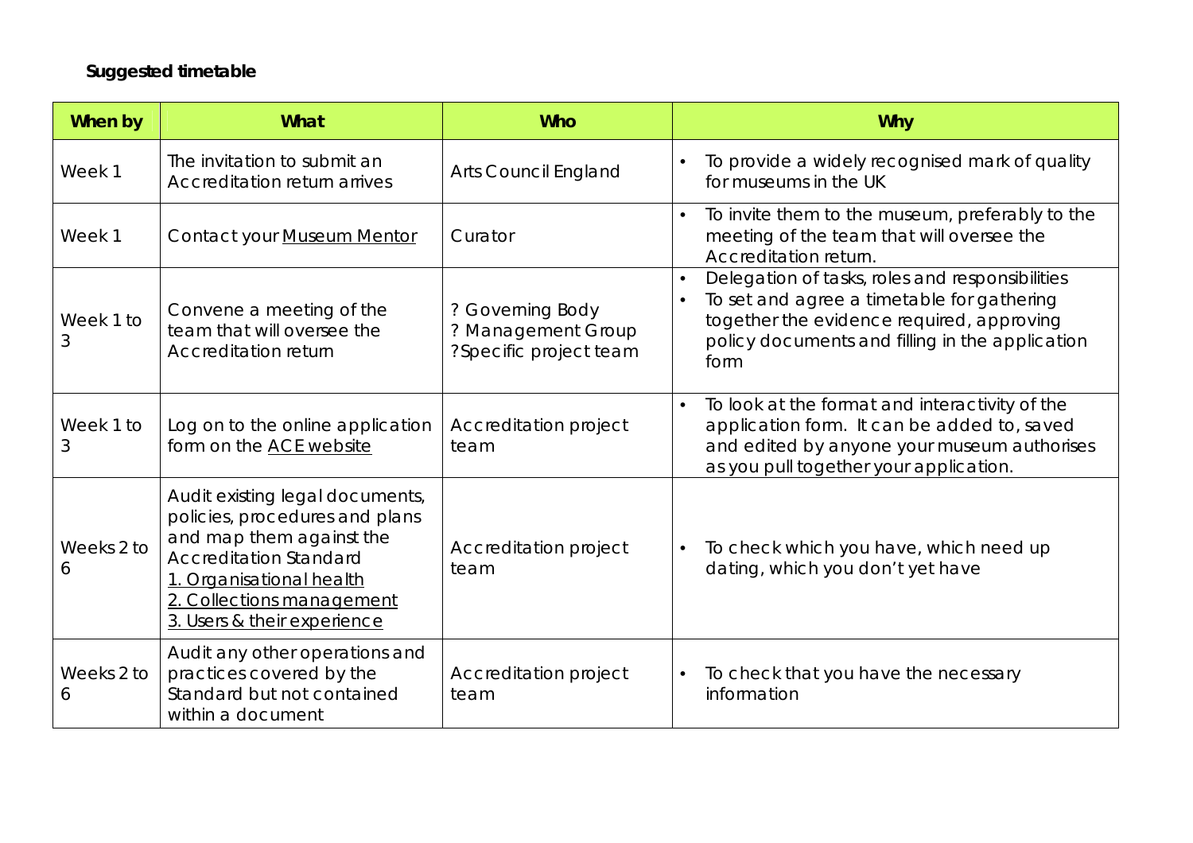**Suggested timetable**

| When by | What | Who | Why |
|---|---|---|---|
| Week 1 | The invitation to submit an Accreditation return arrives | Arts Council England | • To provide a widely recognised mark of quality for museums in the UK |
| Week 1 | Contact your Museum Mentor | Curator | • To invite them to the museum, preferably to the meeting of the team that will oversee the Accreditation return. |
| Week 1 to 3 | Convene a meeting of the team that will oversee the Accreditation return | ? Governing Body<br>? Management Group<br>?Specific project team | • Delegation of tasks, roles and responsibilities<br>• To set and agree a timetable for gathering together the evidence required, approving policy documents and filling in the application form |
| Week 1 to 3 | Log on to the online application form on the ACE website | Accreditation project team | • To look at the format and interactivity of the application form. It can be added to, saved and edited by anyone your museum authorises as you pull together your application. |
| Weeks 2 to 6 | Audit existing legal documents, policies, procedures and plans and map them against the Accreditation Standard<br>1. Organisational health<br>2. Collections management<br>3. Users & their experience | Accreditation project team | • To check which you have, which need up dating, which you don't yet have |
| Weeks 2 to 6 | Audit any other operations and practices covered by the Standard but not contained within a document | Accreditation project team | • To check that you have the necessary information |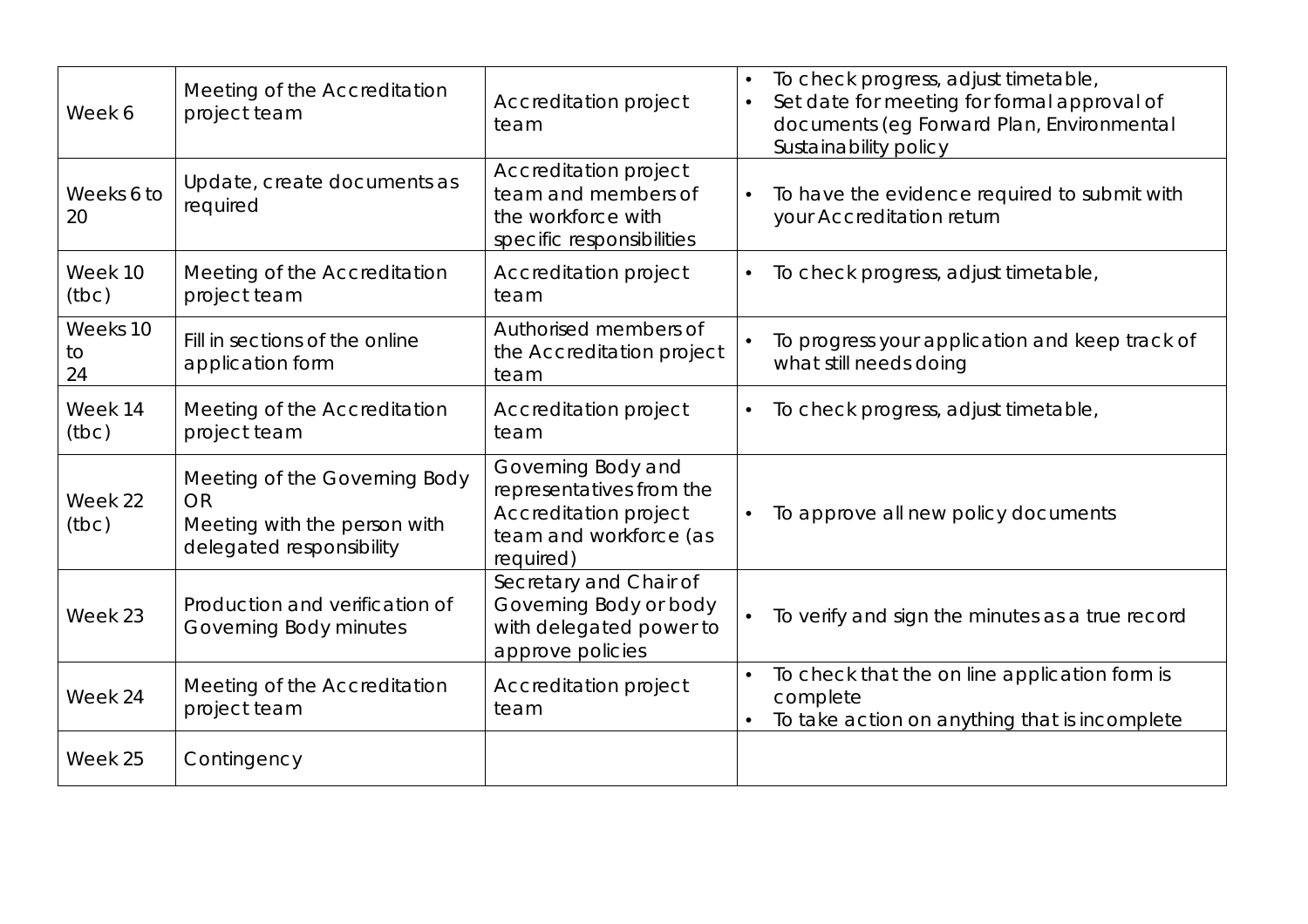| | | | |
|---|---|---|---|
| Week 6 | Meeting of the Accreditation project team | Accreditation project team | • To check progress, adjust timetable, <br> • Set date for meeting for formal approval of documents (eg Forward Plan, Environmental Sustainability policy |
| Weeks 6 to 20 | Update, create documents as required | Accreditation project team and members of the workforce with specific responsibilities | • To have the evidence required to submit with your Accreditation return |
| Week 10 (tbc) | Meeting of the Accreditation project team | Accreditation project team | • To check progress, adjust timetable, |
| Weeks 10 to 24 | Fill in sections of the online application form | Authorised members of the Accreditation project team | • To progress your application and keep track of what still needs doing |
| Week 14 (tbc) | Meeting of the Accreditation project team | Accreditation project team | • To check progress, adjust timetable, |
| Week 22 (tbc) | Meeting of the Governing Body OR Meeting with the person with delegated responsibility | Governing Body and representatives from the Accreditation project team and workforce (as required) | • To approve all new policy documents |
| Week 23 | Production and verification of Governing Body minutes | Secretary and Chair of Governing Body or body with delegated power to approve policies | • To verify and sign the minutes as a true record |
| Week 24 | Meeting of the Accreditation project team | Accreditation project team | • To check that the on line application form is complete <br> • To take action on anything that is incomplete |
| Week 25 | Contingency | | |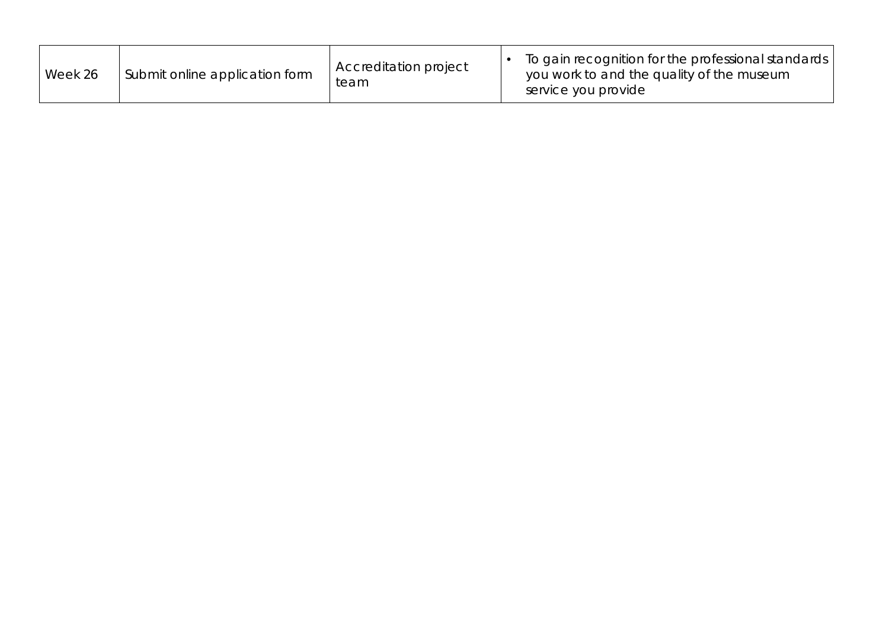| | | | |
|---|---|---|---|
| Week 26 | Submit online application form | Accreditation project team | • To gain recognition for the professional standards you work to and the quality of the museum service you provide |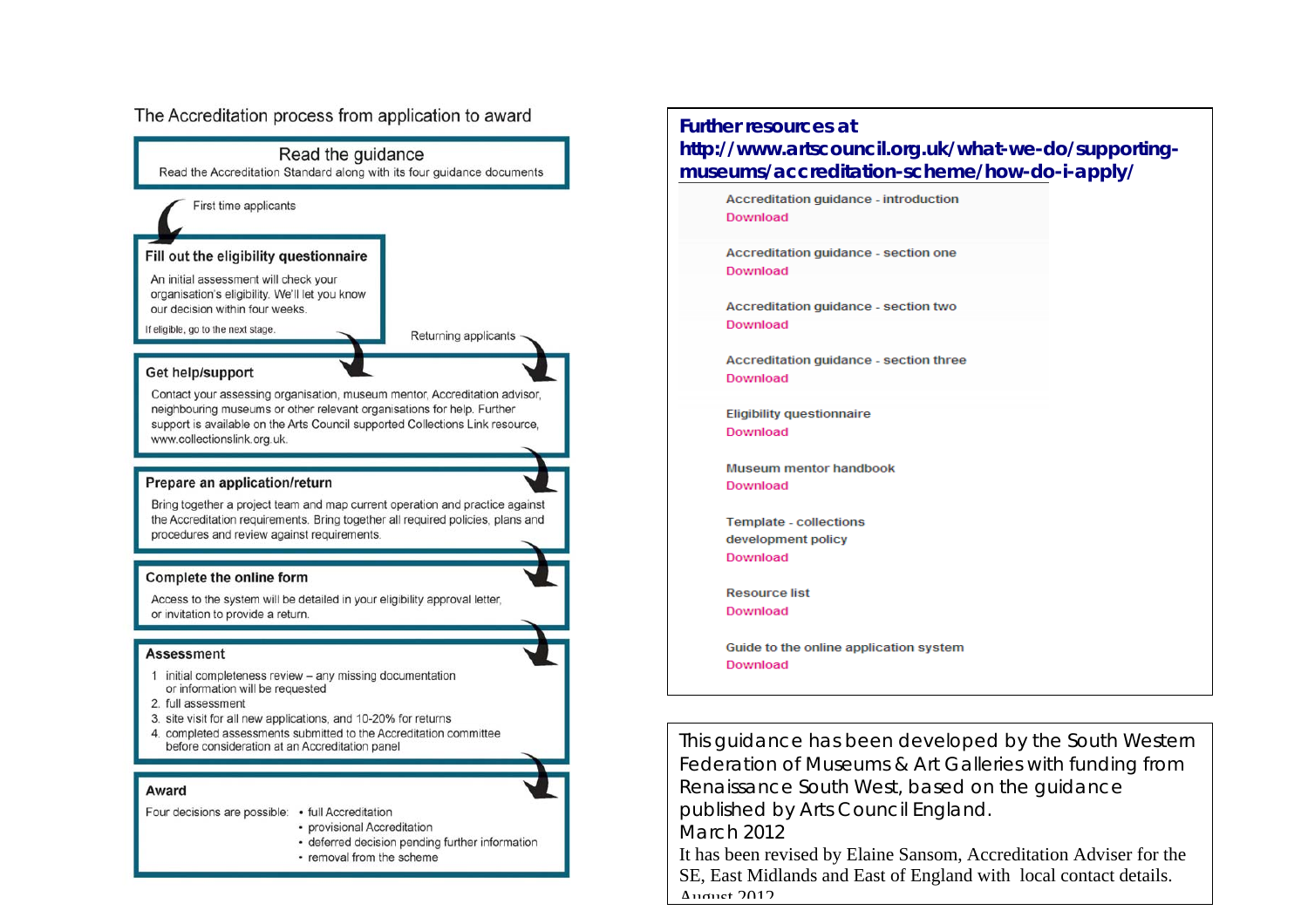## The Accreditation process from application to award

### Read the guidance

Read the Accreditation Standard along with its four guidance documents

First time applicants

### Fill out the eligibility questionnaire

An initial assessment will check your organisation's eligibility. We'll let you know our decision within four weeks.

If eligible, go to the next stage.

Returning applicants

### Get help/support

Contact your assessing organisation, museum mentor, Accreditation advisor, neighbouring museums or other relevant organisations for help. Further support is available on the Arts Council supported Collections Link resource, www.collectionslink.org.uk.

### Prepare an application/return

Bring together a project team and map current operation and practice against the Accreditation requirements. Bring together all required policies, plans and procedures and review against requirements.

### Complete the online form

Access to the system will be detailed in your eligibility approval letter, or invitation to provide a return.

### Assessment

1. initial completeness review – any missing documentation or information will be requested
2. full assessment
3. site visit for all new applications, and 10-20% for returns
4. completed assessments submitted to the Accreditation committee before consideration at an Accreditation panel

### Award

Four decisions are possible:

- full Accreditation
- provisional Accreditation
- deferred decision pending further information
- removal from the scheme

**Further resources at http://www.artscouncil.org.uk/what-we-do/supporting-museums/accreditation-scheme/how-do-i-apply/**

Accreditation guidance - introduction
Download

Accreditation guidance - section one
Download

Accreditation guidance - section two
Download

Accreditation guidance - section three
Download

Eligibility questionnaire
Download

Museum mentor handbook
Download

Template - collections development policy
Download

Resource list
Download

Guide to the online application system
Download

This guidance has been developed by the South Western Federation of Museums & Art Galleries with funding from Renaissance South West, based on the guidance published by Arts Council England.
March 2012

It has been revised by Elaine Sansom, Accreditation Adviser for the SE, East Midlands and East of England with local contact details.
August 2012